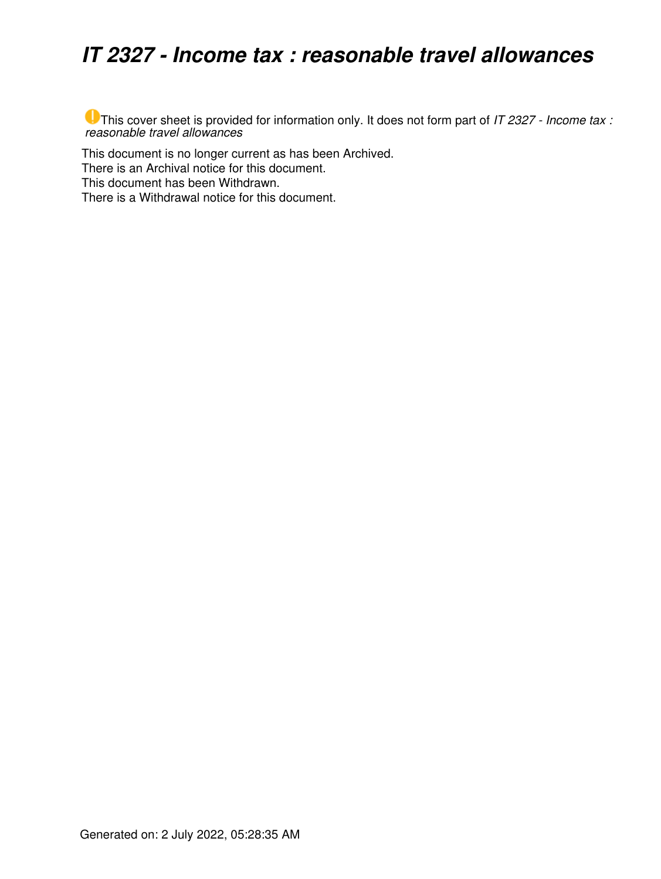# *IT 2327 - Income tax : reasonable travel allowances*

This cover sheet is provided for information only. It does not form part of *IT 2327 - Income tax : reasonable travel allowances*

This document is no longer current as has been Archived.
There is an Archival notice for this document.
This document has been Withdrawn.
There is a Withdrawal notice for this document.

Generated on: 2 July 2022, 05:28:35 AM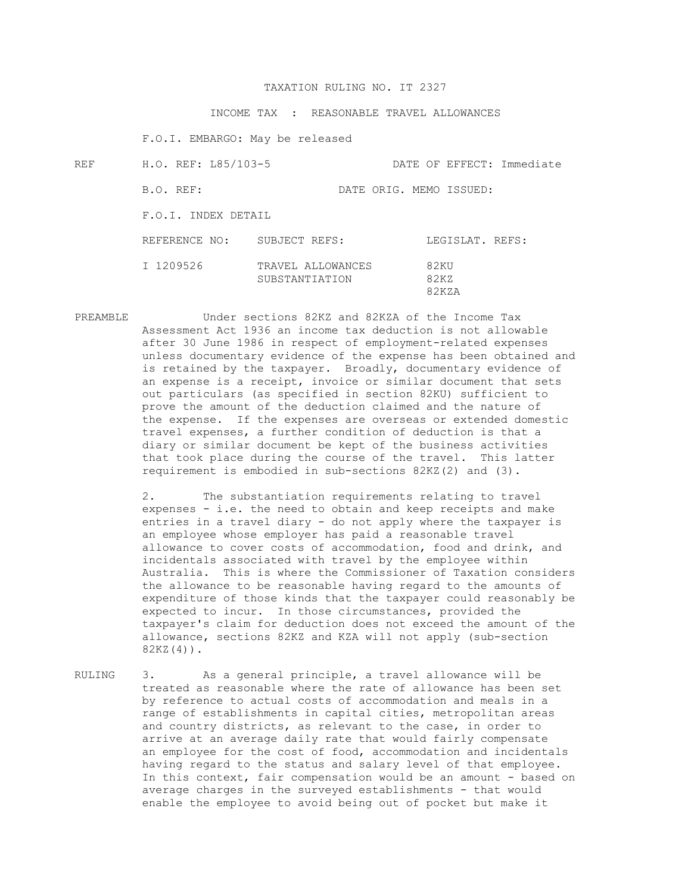TAXATION RULING NO. IT 2327

INCOME TAX : REASONABLE TRAVEL ALLOWANCES

F.O.I. EMBARGO: May be released

| REF | H.O. REF: L85/103-5 | | DATE OF EFFECT: Immediate |
|---|---|---|---|
| | B.O. REF: | DATE ORIG. MEMO ISSUED: | |
| | F.O.I. INDEX DETAIL | | |
| | REFERENCE NO: | SUBJECT REFS: | LEGISLAT. REFS: |
| | I 1209526 | TRAVEL ALLOWANCES<br>SUBSTANTIATION | 82KU<br>82KZ<br>82KZA |

PREAMBLE Under sections 82KZ and 82KZA of the Income Tax Assessment Act 1936 an income tax deduction is not allowable after 30 June 1986 in respect of employment-related expenses unless documentary evidence of the expense has been obtained and is retained by the taxpayer. Broadly, documentary evidence of an expense is a receipt, invoice or similar document that sets out particulars (as specified in section 82KU) sufficient to prove the amount of the deduction claimed and the nature of the expense. If the expenses are overseas or extended domestic travel expenses, a further condition of deduction is that a diary or similar document be kept of the business activities that took place during the course of the travel. This latter requirement is embodied in sub-sections 82KZ(2) and (3).

2. The substantiation requirements relating to travel expenses - i.e. the need to obtain and keep receipts and make entries in a travel diary - do not apply where the taxpayer is an employee whose employer has paid a reasonable travel allowance to cover costs of accommodation, food and drink, and incidentals associated with travel by the employee within Australia. This is where the Commissioner of Taxation considers the allowance to be reasonable having regard to the amounts of expenditure of those kinds that the taxpayer could reasonably be expected to incur. In those circumstances, provided the taxpayer's claim for deduction does not exceed the amount of the allowance, sections 82KZ and KZA will not apply (sub-section 82KZ(4)).

RULING 3. As a general principle, a travel allowance will be treated as reasonable where the rate of allowance has been set by reference to actual costs of accommodation and meals in a range of establishments in capital cities, metropolitan areas and country districts, as relevant to the case, in order to arrive at an average daily rate that would fairly compensate an employee for the cost of food, accommodation and incidentals having regard to the status and salary level of that employee. In this context, fair compensation would be an amount - based on average charges in the surveyed establishments - that would enable the employee to avoid being out of pocket but make it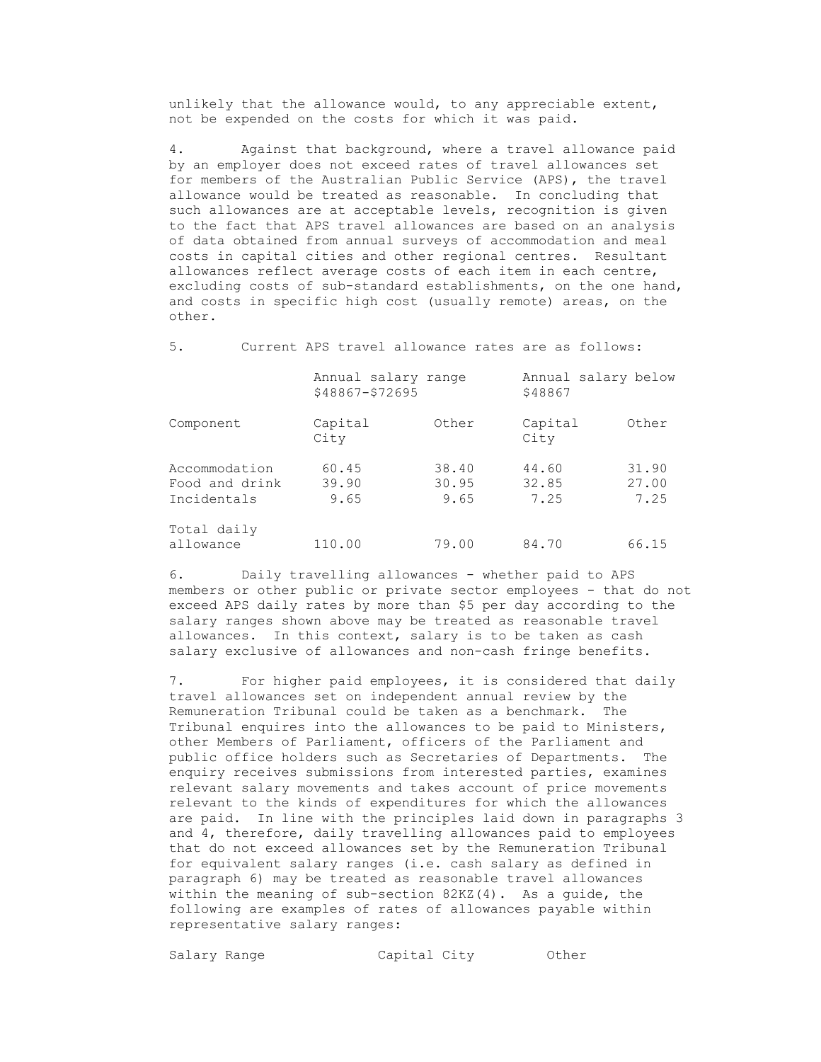unlikely that the allowance would, to any appreciable extent, not be expended on the costs for which it was paid.

4. Against that background, where a travel allowance paid by an employer does not exceed rates of travel allowances set for members of the Australian Public Service (APS), the travel allowance would be treated as reasonable. In concluding that such allowances are at acceptable levels, recognition is given to the fact that APS travel allowances are based on an analysis of data obtained from annual surveys of accommodation and meal costs in capital cities and other regional centres. Resultant allowances reflect average costs of each item in each centre, excluding costs of sub-standard establishments, on the one hand, and costs in specific high cost (usually remote) areas, on the other.

5. Current APS travel allowance rates are as follows:

| | Annual salary range $48867-$72695 | | Annual salary below $48867 | |
|---|---|---|---|---|
| Component | Capital City | Other | Capital City | Other |
| Accommodation | 60.45 | 38.40 | 44.60 | 31.90 |
| Food and drink | 39.90 | 30.95 | 32.85 | 27.00 |
| Incidentals | 9.65 | 9.65 | 7.25 | 7.25 |
| Total daily allowance | 110.00 | 79.00 | 84.70 | 66.15 |

6. Daily travelling allowances - whether paid to APS members or other public or private sector employees - that do not exceed APS daily rates by more than $5 per day according to the salary ranges shown above may be treated as reasonable travel allowances. In this context, salary is to be taken as cash salary exclusive of allowances and non-cash fringe benefits.

7. For higher paid employees, it is considered that daily travel allowances set on independent annual review by the Remuneration Tribunal could be taken as a benchmark. The Tribunal enquires into the allowances to be paid to Ministers, other Members of Parliament, officers of the Parliament and public office holders such as Secretaries of Departments. The enquiry receives submissions from interested parties, examines relevant salary movements and takes account of price movements relevant to the kinds of expenditures for which the allowances are paid. In line with the principles laid down in paragraphs 3 and 4, therefore, daily travelling allowances paid to employees that do not exceed allowances set by the Remuneration Tribunal for equivalent salary ranges (i.e. cash salary as defined in paragraph 6) may be treated as reasonable travel allowances within the meaning of sub-section 82KZ(4). As a guide, the following are examples of rates of allowances payable within representative salary ranges:

| Salary Range | Capital City | Other |
|---|---|---|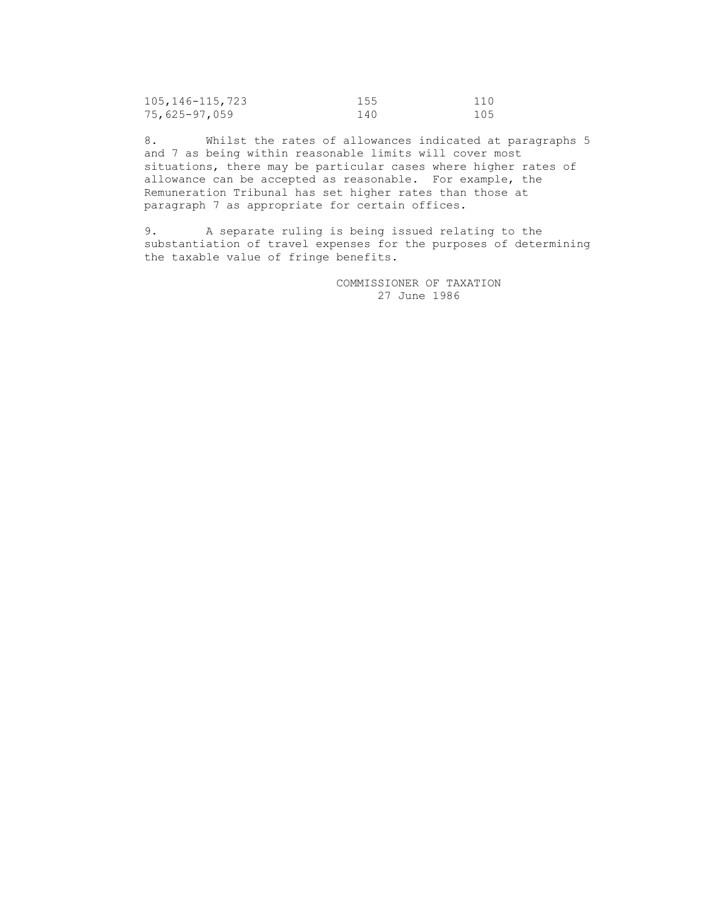| | | |
|---|---|---|
| 105,146-115,723 | 155 | 110 |
| 75,625-97,059 | 140 | 105 |

8. Whilst the rates of allowances indicated at paragraphs 5 and 7 as being within reasonable limits will cover most situations, there may be particular cases where higher rates of allowance can be accepted as reasonable. For example, the Remuneration Tribunal has set higher rates than those at paragraph 7 as appropriate for certain offices.

9. A separate ruling is being issued relating to the substantiation of travel expenses for the purposes of determining the taxable value of fringe benefits.

COMMISSIONER OF TAXATION
27 June 1986